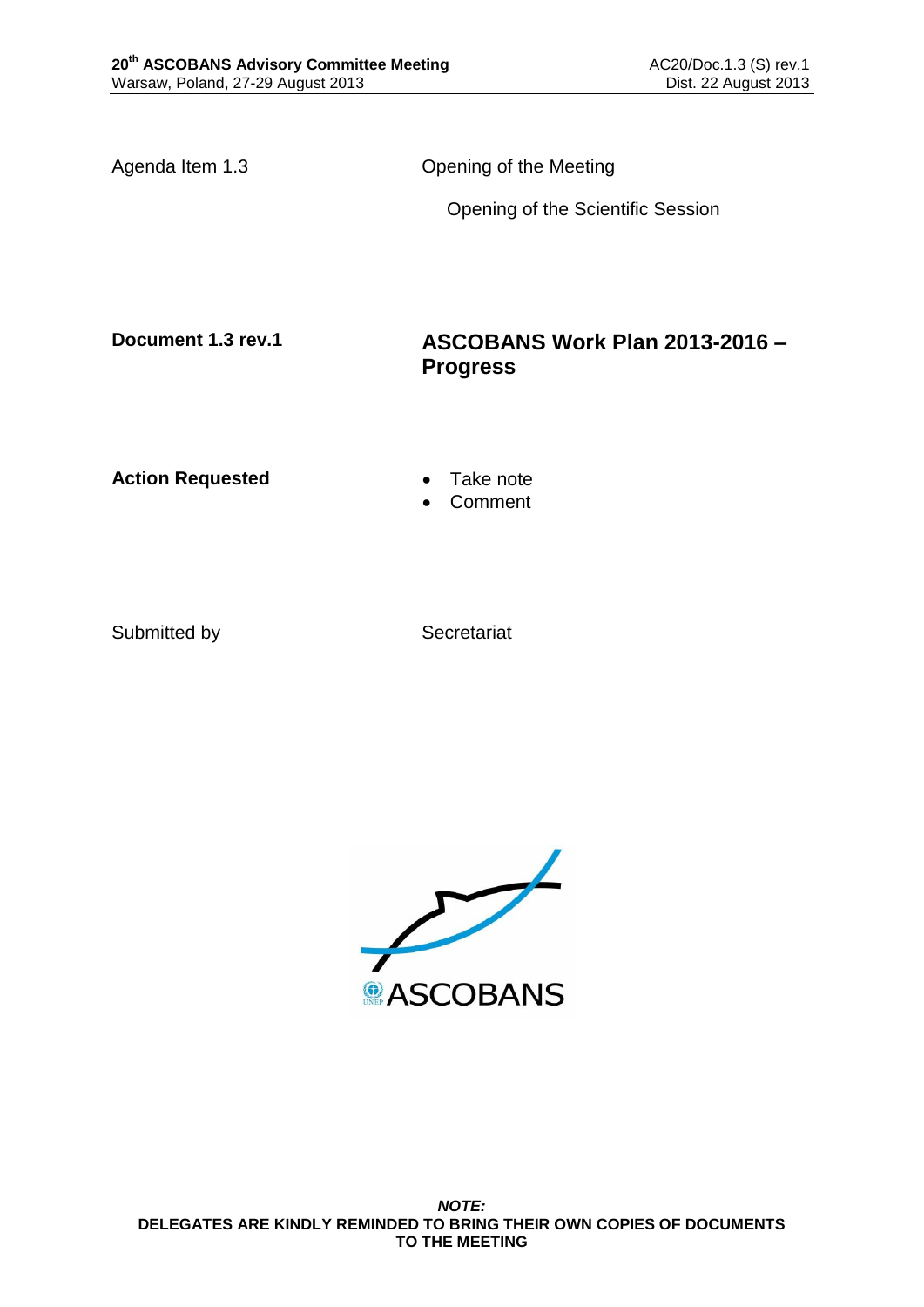Agenda Item 1.3 — Opening of the Meeting

Opening of the Scientific Session

**Document 1.3 rev.1**

# ASCOBANS Work Plan 2013-2016 – Progress

**Action Requested**

- Take note
- Comment

Submitted by — Secretariat

***NOTE:***
**DELEGATES ARE KINDLY REMINDED TO BRING THEIR OWN COPIES OF DOCUMENTS TO THE MEETING**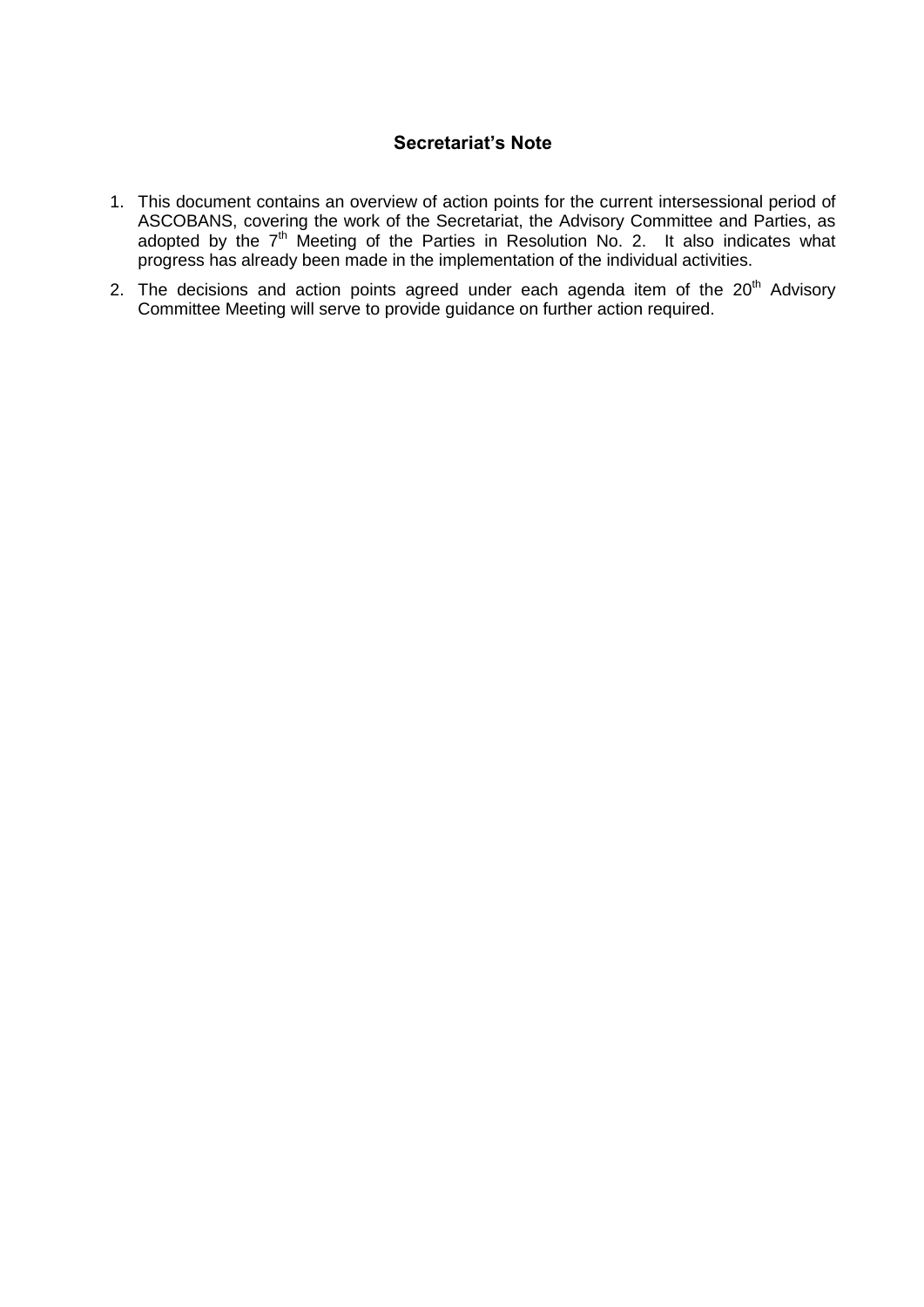## Secretariat's Note

1. This document contains an overview of action points for the current intersessional period of ASCOBANS, covering the work of the Secretariat, the Advisory Committee and Parties, as adopted by the 7th Meeting of the Parties in Resolution No. 2. It also indicates what progress has already been made in the implementation of the individual activities.
2. The decisions and action points agreed under each agenda item of the 20th Advisory Committee Meeting will serve to provide guidance on further action required.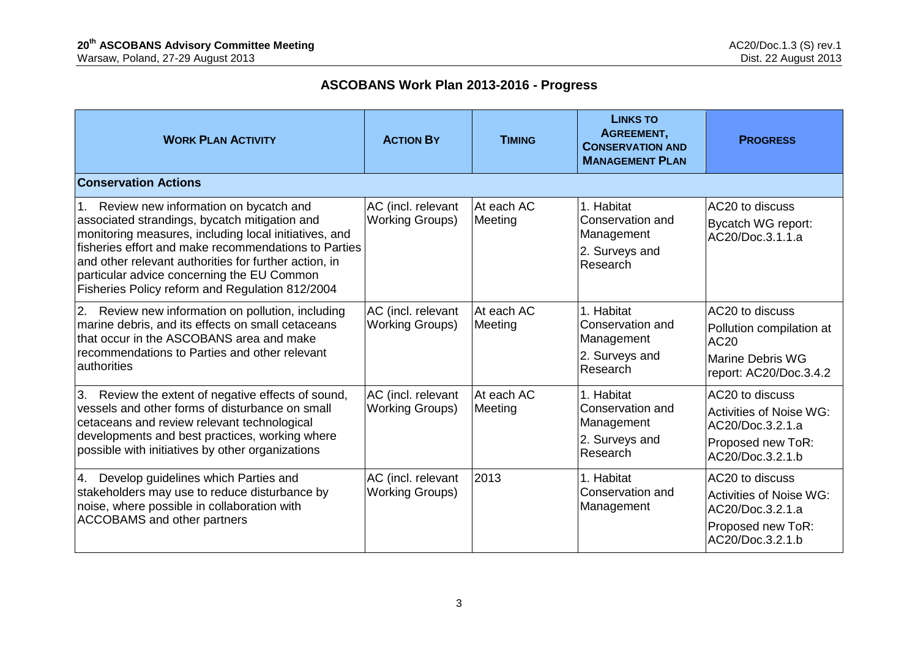## ASCOBANS Work Plan 2013-2016 - Progress

| WORK PLAN ACTIVITY | ACTION BY | TIMING | LINKS TO AGREEMENT, CONSERVATION AND MANAGEMENT PLAN | PROGRESS |
|---|---|---|---|---|
| **Conservation Actions** | | | | |
| 1. Review new information on bycatch and associated strandings, bycatch mitigation and monitoring measures, including local initiatives, and fisheries effort and make recommendations to Parties and other relevant authorities for further action, in particular advice concerning the EU Common Fisheries Policy reform and Regulation 812/2004 | AC (incl. relevant Working Groups) | At each AC Meeting | 1. Habitat Conservation and Management<br>2. Surveys and Research | AC20 to discuss<br>Bycatch WG report: AC20/Doc.3.1.1.a |
| 2. Review new information on pollution, including marine debris, and its effects on small cetaceans that occur in the ASCOBANS area and make recommendations to Parties and other relevant authorities | AC (incl. relevant Working Groups) | At each AC Meeting | 1. Habitat Conservation and Management<br>2. Surveys and Research | AC20 to discuss<br>Pollution compilation at AC20<br>Marine Debris WG report: AC20/Doc.3.4.2 |
| 3. Review the extent of negative effects of sound, vessels and other forms of disturbance on small cetaceans and review relevant technological developments and best practices, working where possible with initiatives by other organizations | AC (incl. relevant Working Groups) | At each AC Meeting | 1. Habitat Conservation and Management<br>2. Surveys and Research | AC20 to discuss<br>Activities of Noise WG: AC20/Doc.3.2.1.a<br>Proposed new ToR: AC20/Doc.3.2.1.b |
| 4. Develop guidelines which Parties and stakeholders may use to reduce disturbance by noise, where possible in collaboration with ACCOBAMS and other partners | AC (incl. relevant Working Groups) | 2013 | 1. Habitat Conservation and Management | AC20 to discuss<br>Activities of Noise WG: AC20/Doc.3.2.1.a<br>Proposed new ToR: AC20/Doc.3.2.1.b |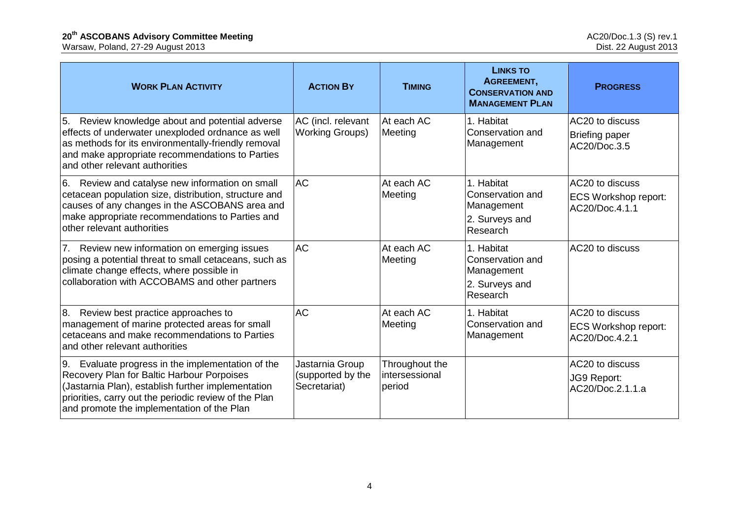| WORK PLAN ACTIVITY | ACTION BY | TIMING | LINKS TO AGREEMENT, CONSERVATION AND MANAGEMENT PLAN | PROGRESS |
|---|---|---|---|---|
| 5. Review knowledge about and potential adverse effects of underwater unexploded ordnance as well as methods for its environmentally-friendly removal and make appropriate recommendations to Parties and other relevant authorities | AC (incl. relevant Working Groups) | At each AC Meeting | 1. Habitat Conservation and Management | AC20 to discuss<br>Briefing paper AC20/Doc.3.5 |
| 6. Review and catalyse new information on small cetacean population size, distribution, structure and causes of any changes in the ASCOBANS area and make appropriate recommendations to Parties and other relevant authorities | AC | At each AC Meeting | 1. Habitat Conservation and Management<br>2. Surveys and Research | AC20 to discuss<br>ECS Workshop report: AC20/Doc.4.1.1 |
| 7. Review new information on emerging issues posing a potential threat to small cetaceans, such as climate change effects, where possible in collaboration with ACCOBAMS and other partners | AC | At each AC Meeting | 1. Habitat Conservation and Management<br>2. Surveys and Research | AC20 to discuss |
| 8. Review best practice approaches to management of marine protected areas for small cetaceans and make recommendations to Parties and other relevant authorities | AC | At each AC Meeting | 1. Habitat Conservation and Management | AC20 to discuss<br>ECS Workshop report: AC20/Doc.4.2.1 |
| 9. Evaluate progress in the implementation of the Recovery Plan for Baltic Harbour Porpoises (Jastarnia Plan), establish further implementation priorities, carry out the periodic review of the Plan and promote the implementation of the Plan | Jastarnia Group (supported by the Secretariat) | Throughout the intersessional period | | AC20 to discuss<br>JG9 Report: AC20/Doc.2.1.1.a |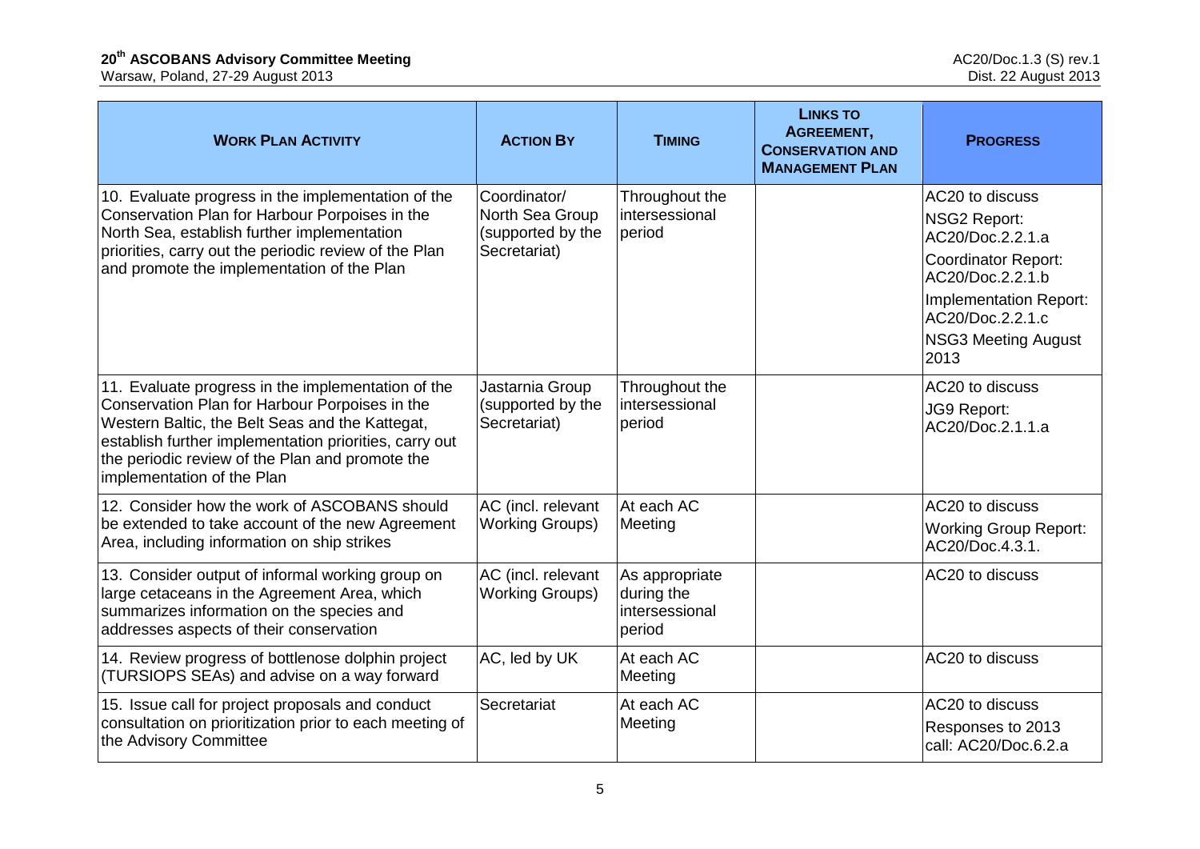| **WORK PLAN ACTIVITY** | **ACTION BY** | **TIMING** | **LINKS TO AGREEMENT, CONSERVATION AND MANAGEMENT PLAN** | **PROGRESS** |
|---|---|---|---|---|
| 10. Evaluate progress in the implementation of the Conservation Plan for Harbour Porpoises in the North Sea, establish further implementation priorities, carry out the periodic review of the Plan and promote the implementation of the Plan | Coordinator/ North Sea Group (supported by the Secretariat) | Throughout the intersessional period | | AC20 to discuss<br>NSG2 Report: AC20/Doc.2.2.1.a<br>Coordinator Report: AC20/Doc.2.2.1.b<br>Implementation Report: AC20/Doc.2.2.1.c<br>NSG3 Meeting August 2013 |
| 11. Evaluate progress in the implementation of the Conservation Plan for Harbour Porpoises in the Western Baltic, the Belt Seas and the Kattegat, establish further implementation priorities, carry out the periodic review of the Plan and promote the implementation of the Plan | Jastarnia Group (supported by the Secretariat) | Throughout the intersessional period | | AC20 to discuss<br>JG9 Report: AC20/Doc.2.1.1.a |
| 12. Consider how the work of ASCOBANS should be extended to take account of the new Agreement Area, including information on ship strikes | AC (incl. relevant Working Groups) | At each AC Meeting | | AC20 to discuss<br>Working Group Report: AC20/Doc.4.3.1. |
| 13. Consider output of informal working group on large cetaceans in the Agreement Area, which summarizes information on the species and addresses aspects of their conservation | AC (incl. relevant Working Groups) | As appropriate during the intersessional period | | AC20 to discuss |
| 14. Review progress of bottlenose dolphin project (TURSIOPS SEAs) and advise on a way forward | AC, led by UK | At each AC Meeting | | AC20 to discuss |
| 15. Issue call for project proposals and conduct consultation on prioritization prior to each meeting of the Advisory Committee | Secretariat | At each AC Meeting | | AC20 to discuss<br>Responses to 2013 call: AC20/Doc.6.2.a |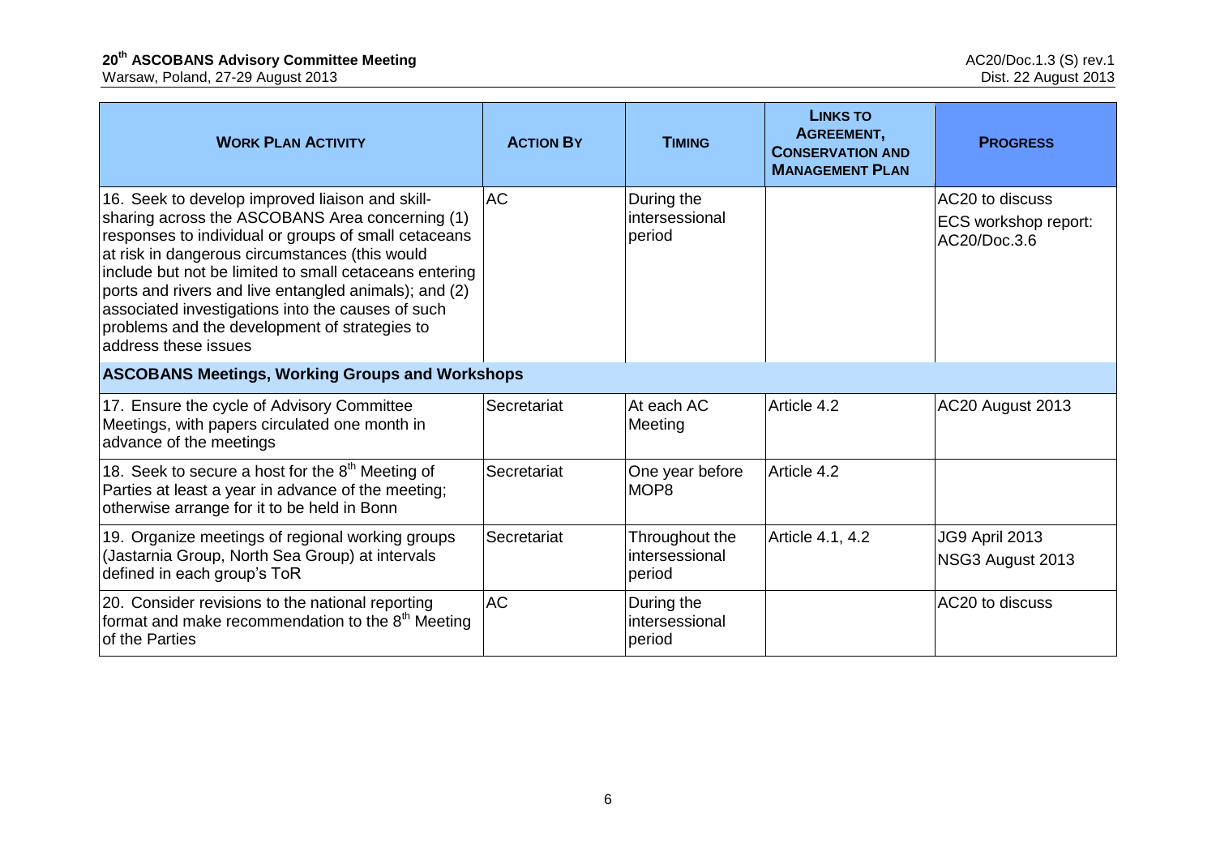| **Work Plan Activity** | **Action By** | **Timing** | **Links to Agreement, Conservation and Management Plan** | **Progress** |
|---|---|---|---|---|
| 16. Seek to develop improved liaison and skill-sharing across the ASCOBANS Area concerning (1) responses to individual or groups of small cetaceans at risk in dangerous circumstances (this would include but not be limited to small cetaceans entering ports and rivers and live entangled animals); and (2) associated investigations into the causes of such problems and the development of strategies to address these issues | AC | During the intersessional period | | AC20 to discuss ECS workshop report: AC20/Doc.3.6 |
| **ASCOBANS Meetings, Working Groups and Workshops** | | | | |
| 17. Ensure the cycle of Advisory Committee Meetings, with papers circulated one month in advance of the meetings | Secretariat | At each AC Meeting | Article 4.2 | AC20 August 2013 |
| 18. Seek to secure a host for the 8th Meeting of Parties at least a year in advance of the meeting; otherwise arrange for it to be held in Bonn | Secretariat | One year before MOP8 | Article 4.2 | |
| 19. Organize meetings of regional working groups (Jastarnia Group, North Sea Group) at intervals defined in each group's ToR | Secretariat | Throughout the intersessional period | Article 4.1, 4.2 | JG9 April 2013<br>NSG3 August 2013 |
| 20. Consider revisions to the national reporting format and make recommendation to the 8th Meeting of the Parties | AC | During the intersessional period | | AC20 to discuss |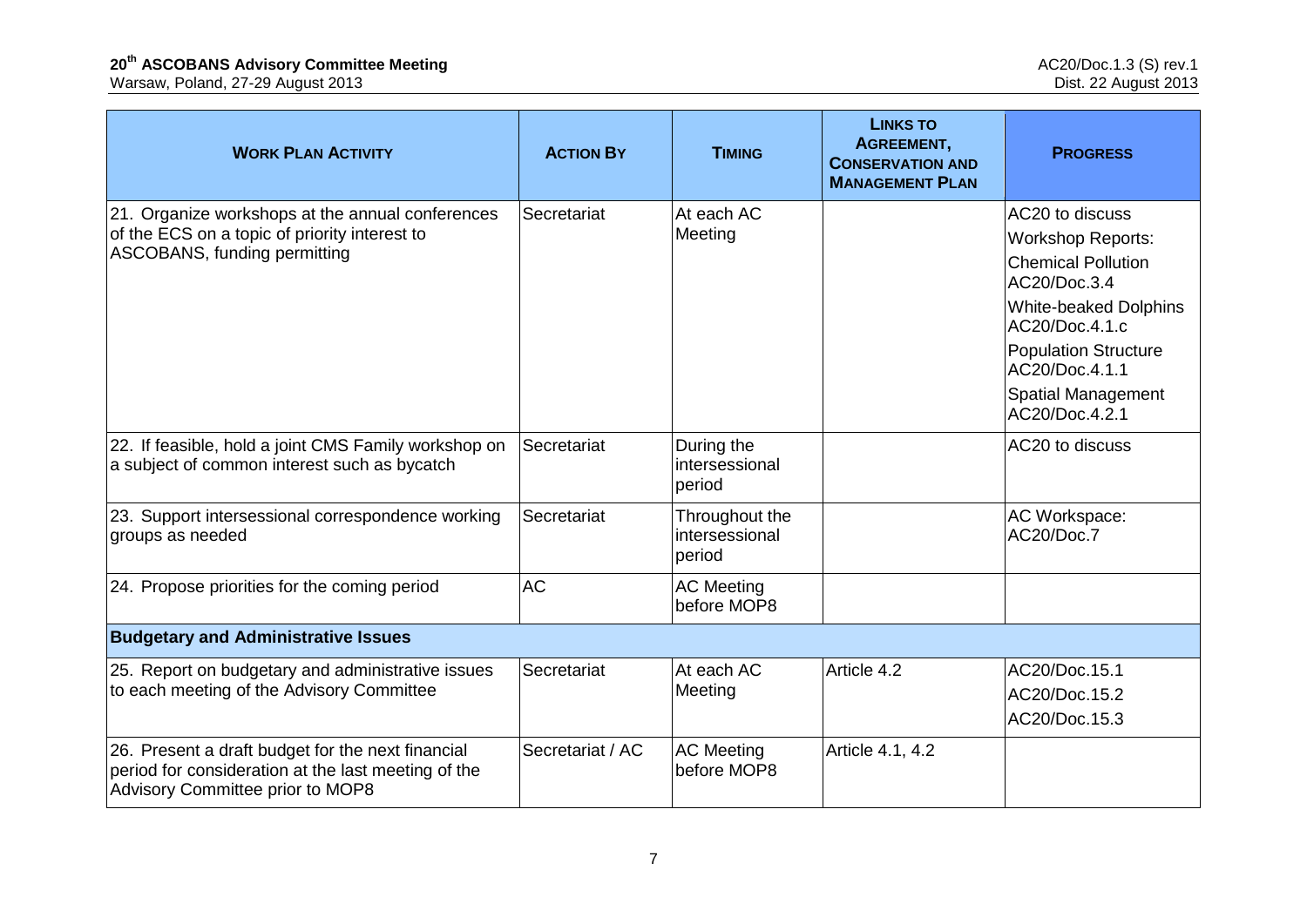| **WORK PLAN ACTIVITY** | **ACTION BY** | **TIMING** | **LINKS TO AGREEMENT, CONSERVATION AND MANAGEMENT PLAN** | **PROGRESS** |
|---|---|---|---|---|
| 21. Organize workshops at the annual conferences of the ECS on a topic of priority interest to ASCOBANS, funding permitting | Secretariat | At each AC Meeting | | AC20 to discuss<br>Workshop Reports:<br>Chemical Pollution AC20/Doc.3.4<br>White-beaked Dolphins AC20/Doc.4.1.c<br>Population Structure AC20/Doc.4.1.1<br>Spatial Management AC20/Doc.4.2.1 |
| 22. If feasible, hold a joint CMS Family workshop on a subject of common interest such as bycatch | Secretariat | During the intersessional period | | AC20 to discuss |
| 23. Support intersessional correspondence working groups as needed | Secretariat | Throughout the intersessional period | | AC Workspace: AC20/Doc.7 |
| 24. Propose priorities for the coming period | AC | AC Meeting before MOP8 | | |
| **Budgetary and Administrative Issues** | | | | |
| 25. Report on budgetary and administrative issues to each meeting of the Advisory Committee | Secretariat | At each AC Meeting | Article 4.2 | AC20/Doc.15.1<br>AC20/Doc.15.2<br>AC20/Doc.15.3 |
| 26. Present a draft budget for the next financial period for consideration at the last meeting of the Advisory Committee prior to MOP8 | Secretariat / AC | AC Meeting before MOP8 | Article 4.1, 4.2 | |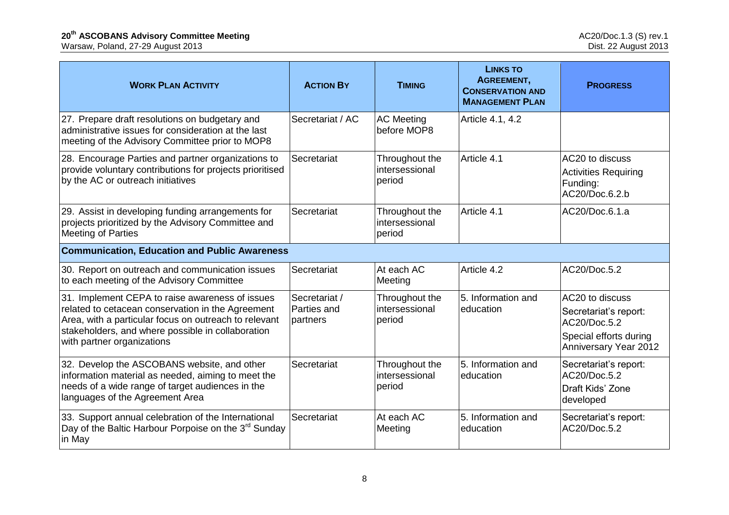| **WORK PLAN ACTIVITY** | **ACTION BY** | **TIMING** | **LINKS TO AGREEMENT, CONSERVATION AND MANAGEMENT PLAN** | **PROGRESS** |
|---|---|---|---|---|
| 27. Prepare draft resolutions on budgetary and administrative issues for consideration at the last meeting of the Advisory Committee prior to MOP8 | Secretariat / AC | AC Meeting before MOP8 | Article 4.1, 4.2 | |
| 28. Encourage Parties and partner organizations to provide voluntary contributions for projects prioritised by the AC or outreach initiatives | Secretariat | Throughout the intersessional period | Article 4.1 | AC20 to discuss Activities Requiring Funding: AC20/Doc.6.2.b |
| 29. Assist in developing funding arrangements for projects prioritized by the Advisory Committee and Meeting of Parties | Secretariat | Throughout the intersessional period | Article 4.1 | AC20/Doc.6.1.a |
| **Communication, Education and Public Awareness** | | | | |
| 30. Report on outreach and communication issues to each meeting of the Advisory Committee | Secretariat | At each AC Meeting | Article 4.2 | AC20/Doc.5.2 |
| 31. Implement CEPA to raise awareness of issues related to cetacean conservation in the Agreement Area, with a particular focus on outreach to relevant stakeholders, and where possible in collaboration with partner organizations | Secretariat / Parties and partners | Throughout the intersessional period | 5. Information and education | AC20 to discuss Secretariat's report: AC20/Doc.5.2 Special efforts during Anniversary Year 2012 |
| 32. Develop the ASCOBANS website, and other information material as needed, aiming to meet the needs of a wide range of target audiences in the languages of the Agreement Area | Secretariat | Throughout the intersessional period | 5. Information and education | Secretariat's report: AC20/Doc.5.2 Draft Kids' Zone developed |
| 33. Support annual celebration of the International Day of the Baltic Harbour Porpoise on the 3rd Sunday in May | Secretariat | At each AC Meeting | 5. Information and education | Secretariat's report: AC20/Doc.5.2 |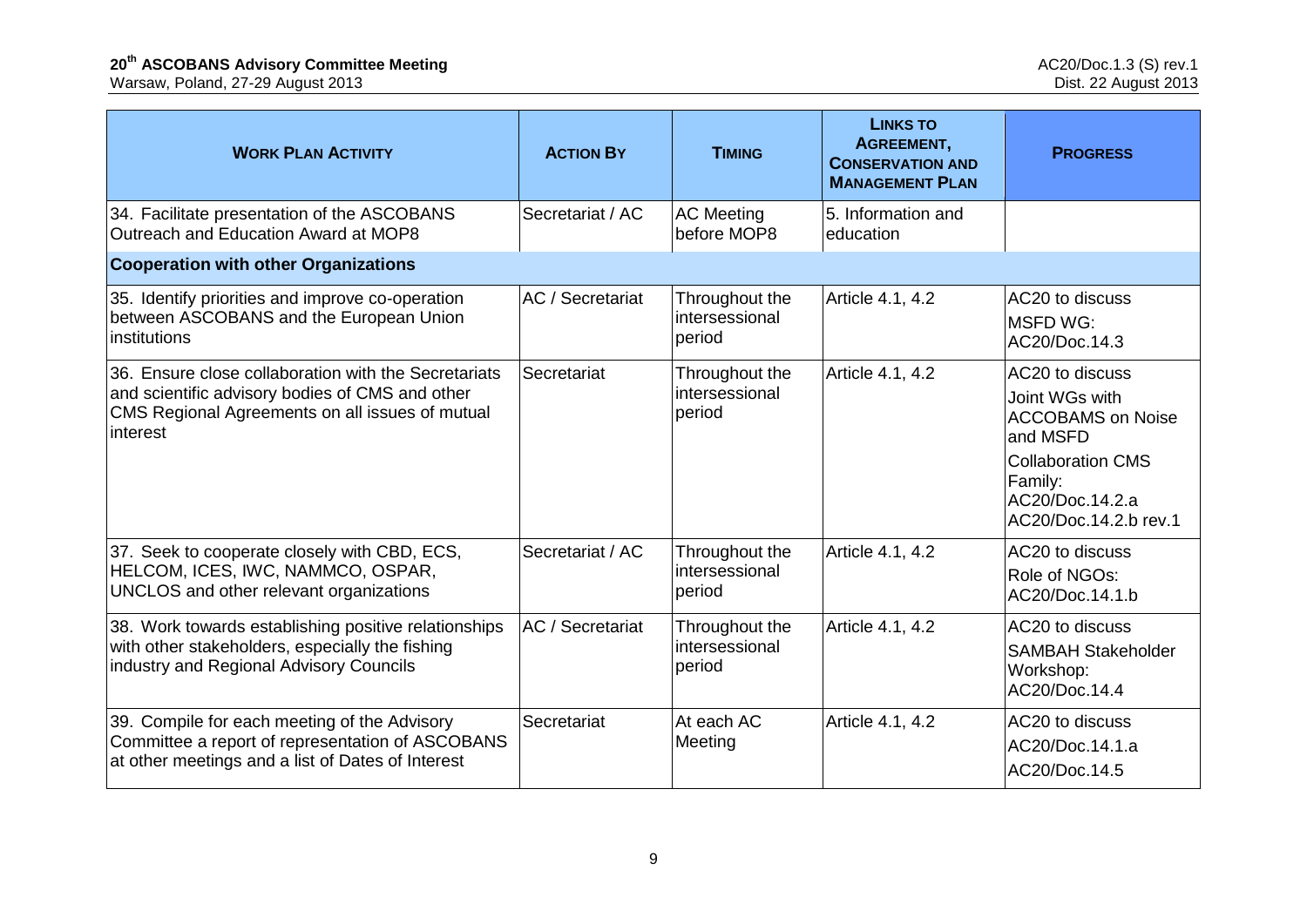| **WORK PLAN ACTIVITY** | **ACTION BY** | **TIMING** | **LINKS TO AGREEMENT, CONSERVATION AND MANAGEMENT PLAN** | **PROGRESS** |
|---|---|---|---|---|
| 34. Facilitate presentation of the ASCOBANS Outreach and Education Award at MOP8 | Secretariat / AC | AC Meeting before MOP8 | 5. Information and education | |
| **Cooperation with other Organizations** | | | | |
| 35. Identify priorities and improve co-operation between ASCOBANS and the European Union institutions | AC / Secretariat | Throughout the intersessional period | Article 4.1, 4.2 | AC20 to discuss<br>MSFD WG: AC20/Doc.14.3 |
| 36. Ensure close collaboration with the Secretariats and scientific advisory bodies of CMS and other CMS Regional Agreements on all issues of mutual interest | Secretariat | Throughout the intersessional period | Article 4.1, 4.2 | AC20 to discuss<br>Joint WGs with ACCOBAMS on Noise and MSFD<br>Collaboration CMS Family: AC20/Doc.14.2.a AC20/Doc.14.2.b rev.1 |
| 37. Seek to cooperate closely with CBD, ECS, HELCOM, ICES, IWC, NAMMCO, OSPAR, UNCLOS and other relevant organizations | Secretariat / AC | Throughout the intersessional period | Article 4.1, 4.2 | AC20 to discuss<br>Role of NGOs: AC20/Doc.14.1.b |
| 38. Work towards establishing positive relationships with other stakeholders, especially the fishing industry and Regional Advisory Councils | AC / Secretariat | Throughout the intersessional period | Article 4.1, 4.2 | AC20 to discuss<br>SAMBAH Stakeholder Workshop: AC20/Doc.14.4 |
| 39. Compile for each meeting of the Advisory Committee a report of representation of ASCOBANS at other meetings and a list of Dates of Interest | Secretariat | At each AC Meeting | Article 4.1, 4.2 | AC20 to discuss<br>AC20/Doc.14.1.a<br>AC20/Doc.14.5 |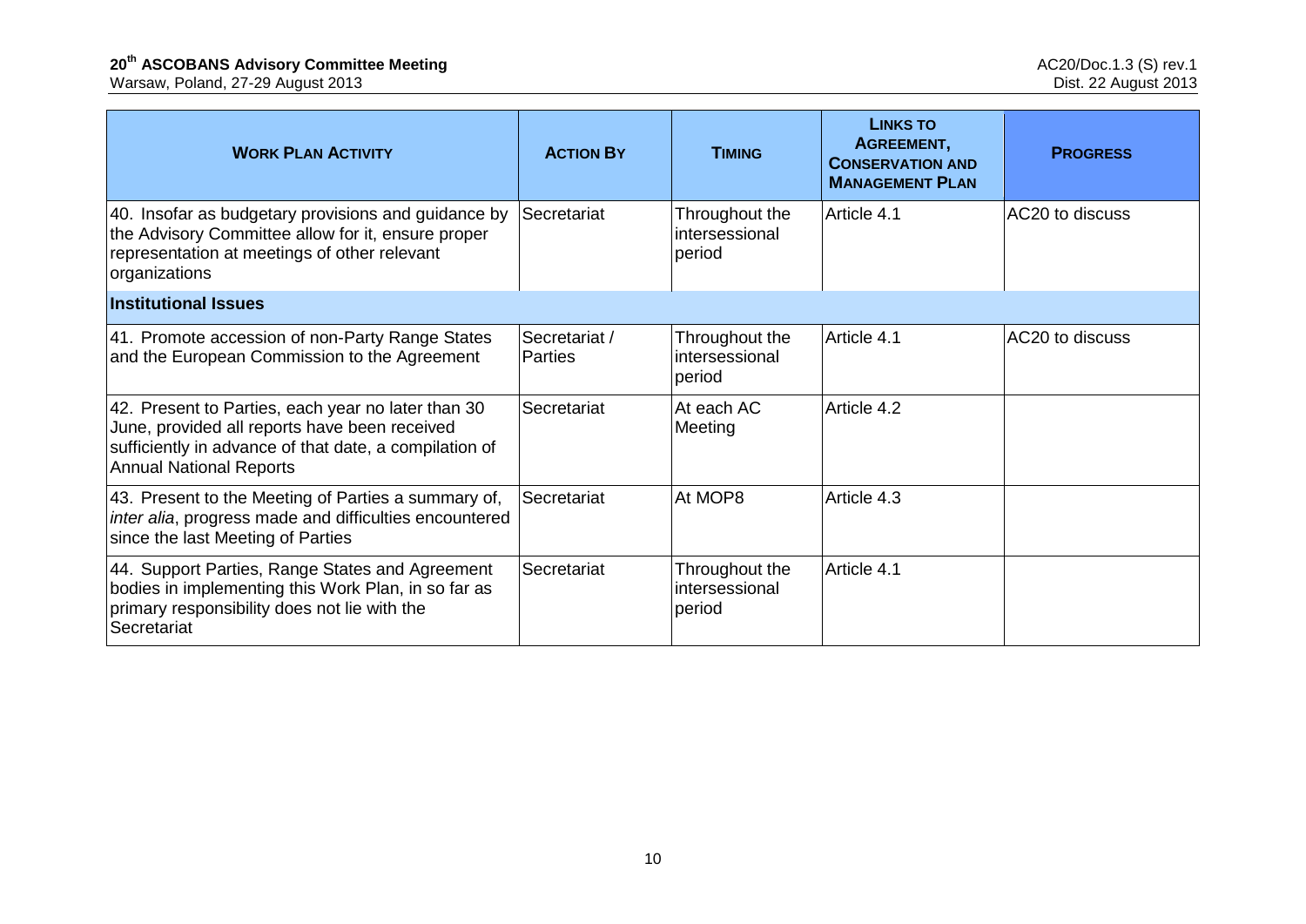| Work Plan Activity | Action By | Timing | Links to Agreement, Conservation and Management Plan | Progress |
|---|---|---|---|---|
| 40. Insofar as budgetary provisions and guidance by the Advisory Committee allow for it, ensure proper representation at meetings of other relevant organizations | Secretariat | Throughout the intersessional period | Article 4.1 | AC20 to discuss |
| **Institutional Issues** | | | | |
| 41. Promote accession of non-Party Range States and the European Commission to the Agreement | Secretariat / Parties | Throughout the intersessional period | Article 4.1 | AC20 to discuss |
| 42. Present to Parties, each year no later than 30 June, provided all reports have been received sufficiently in advance of that date, a compilation of Annual National Reports | Secretariat | At each AC Meeting | Article 4.2 | |
| 43. Present to the Meeting of Parties a summary of, *inter alia*, progress made and difficulties encountered since the last Meeting of Parties | Secretariat | At MOP8 | Article 4.3 | |
| 44. Support Parties, Range States and Agreement bodies in implementing this Work Plan, in so far as primary responsibility does not lie with the Secretariat | Secretariat | Throughout the intersessional period | Article 4.1 | |